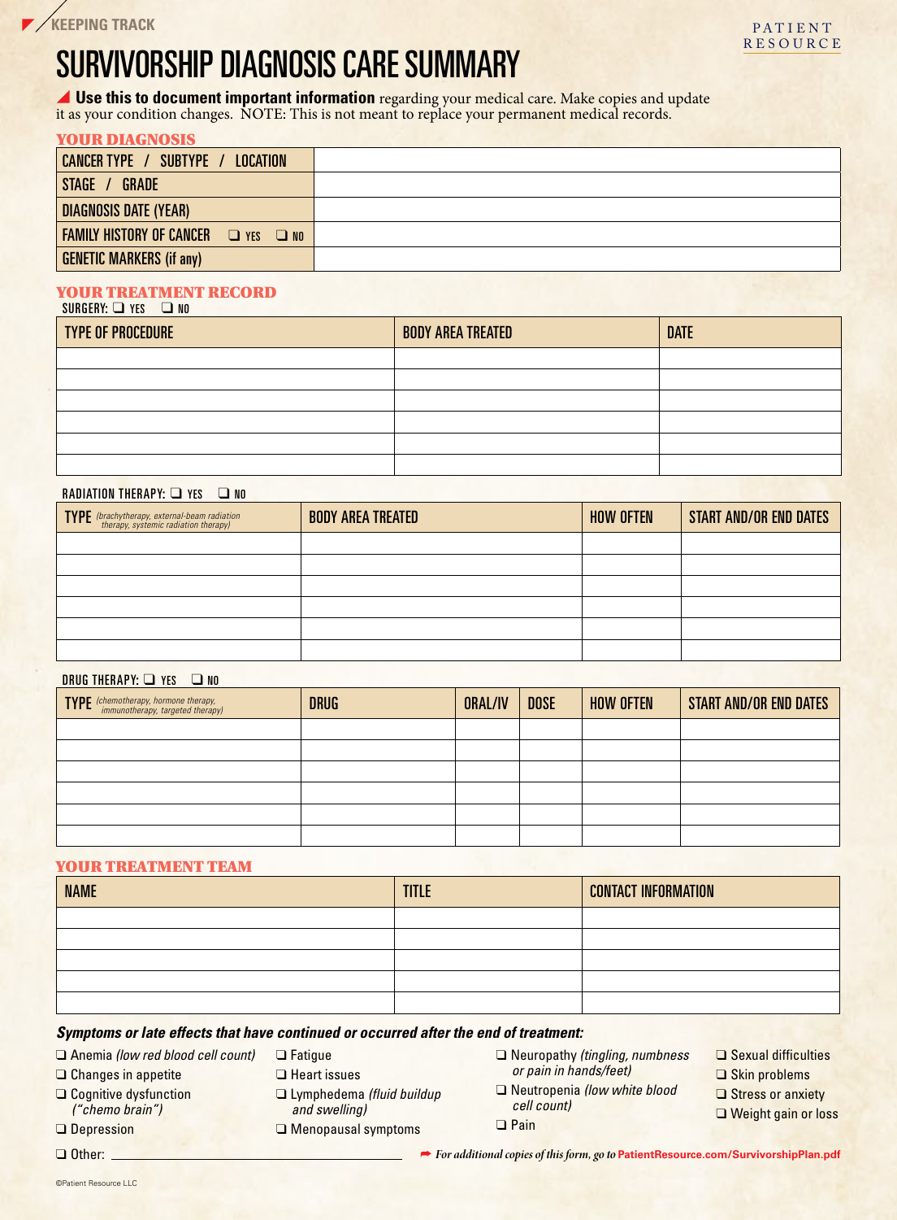KEEPING TRACK

PATIENT RESOURCE

# SURVIVORSHIP DIAGNOSIS CARE SUMMARY

**Use this to document important information** regarding your medical care. Make copies and update it as your condition changes. NOTE: This is not meant to replace your permanent medical records.

## YOUR DIAGNOSIS

| | |
|---|---|
| CANCER TYPE / SUBTYPE / LOCATION | |
| STAGE / GRADE | |
| DIAGNOSIS DATE (YEAR) | |
| FAMILY HISTORY OF CANCER ❑ YES ❑ NO | |
| GENETIC MARKERS (if any) | |

## YOUR TREATMENT RECORD

SURGERY: ❑ YES ❑ NO

| TYPE OF PROCEDURE | BODY AREA TREATED | DATE |
|---|---|---|
| | | |
| | | |
| | | |
| | | |
| | | |
| | | |

RADIATION THERAPY: ❑ YES ❑ NO

| TYPE *(brachytherapy, external-beam radiation therapy, systemic radiation therapy)* | BODY AREA TREATED | HOW OFTEN | START AND/OR END DATES |
|---|---|---|---|
| | | | |
| | | | |
| | | | |
| | | | |
| | | | |
| | | | |

DRUG THERAPY: ❑ YES ❑ NO

| TYPE *(chemotherapy, hormone therapy, immunotherapy, targeted therapy)* | DRUG | ORAL/IV | DOSE | HOW OFTEN | START AND/OR END DATES |
|---|---|---|---|---|---|
| | | | | | |
| | | | | | |
| | | | | | |
| | | | | | |
| | | | | | |
| | | | | | |

## YOUR TREATMENT TEAM

| NAME | TITLE | CONTACT INFORMATION |
|---|---|---|
| | | |
| | | |
| | | |
| | | |
| | | |

***Symptoms or late effects that have continued or occurred after the end of treatment:***

- ❑ Anemia *(low red blood cell count)*
- ❑ Changes in appetite
- ❑ Cognitive dysfunction *("chemo brain")*
- ❑ Depression
- ❑ Fatigue
- ❑ Heart issues
- ❑ Lymphedema *(fluid buildup and swelling)*
- ❑ Menopausal symptoms
- ❑ Neuropathy *(tingling, numbness or pain in hands/feet)*
- ❑ Neutropenia *(low white blood cell count)*
- ❑ Pain
- ❑ Sexual difficulties
- ❑ Skin problems
- ❑ Stress or anxiety
- ❑ Weight gain or loss
- ❑ Other: ______________________

➦ *For additional copies of this form, go to* **PatientResource.com/SurvivorshipPlan.pdf**

©Patient Resource LLC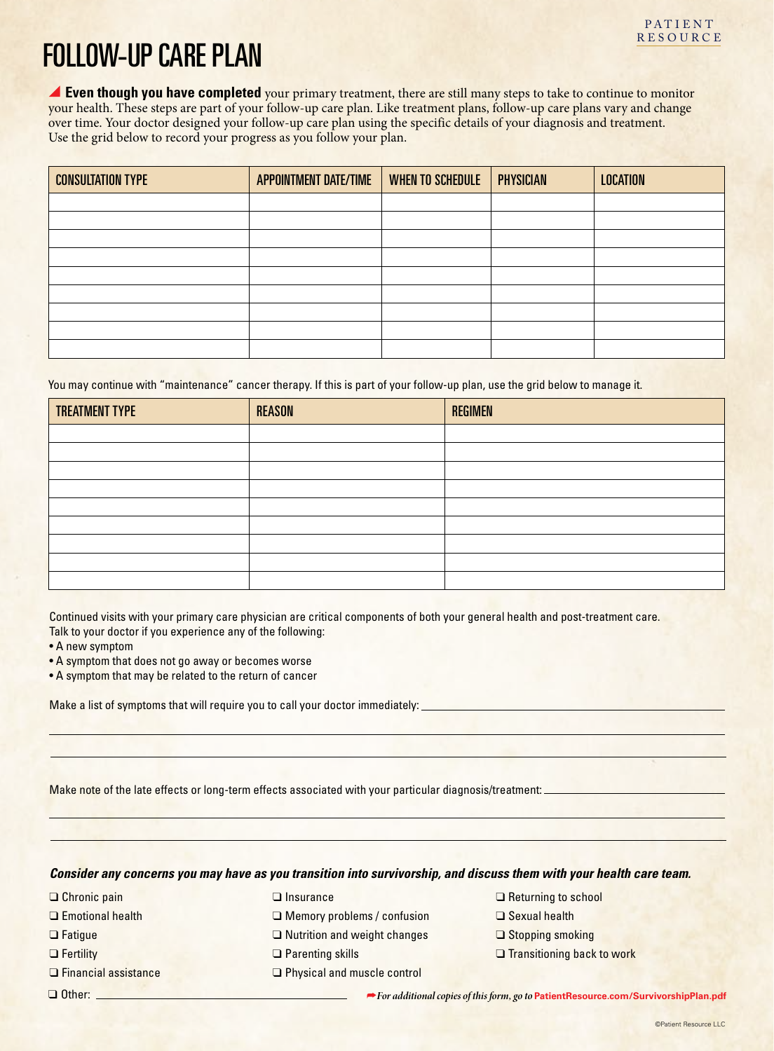# FOLLOW-UP CARE PLAN

**Even though you have completed** your primary treatment, there are still many steps to take to continue to monitor your health. These steps are part of your follow-up care plan. Like treatment plans, follow-up care plans vary and change over time. Your doctor designed your follow-up care plan using the specific details of your diagnosis and treatment. Use the grid below to record your progress as you follow your plan.

| CONSULTATION TYPE | APPOINTMENT DATE/TIME | WHEN TO SCHEDULE | PHYSICIAN | LOCATION |
|---|---|---|---|---|
| | | | | |
| | | | | |
| | | | | |
| | | | | |
| | | | | |
| | | | | |
| | | | | |
| | | | | |
| | | | | |

You may continue with "maintenance" cancer therapy. If this is part of your follow-up plan, use the grid below to manage it.

| TREATMENT TYPE | REASON | REGIMEN |
|---|---|---|
| | | |
| | | |
| | | |
| | | |
| | | |
| | | |
| | | |
| | | |
| | | |

Continued visits with your primary care physician are critical components of both your general health and post-treatment care. Talk to your doctor if you experience any of the following:

- A new symptom
- A symptom that does not go away or becomes worse
- A symptom that may be related to the return of cancer

Make a list of symptoms that will require you to call your doctor immediately: ______________________________

______________________________

______________________________

Make note of the late effects or long-term effects associated with your particular diagnosis/treatment: ______________________________

______________________________

______________________________

***Consider any concerns you may have as you transition into survivorship, and discuss them with your health care team.***

- ❑ Chronic pain
- ❑ Emotional health
- ❑ Fatigue
- ❑ Fertility
- ❑ Financial assistance
- ❑ Insurance
- ❑ Memory problems / confusion
- ❑ Nutrition and weight changes
- ❑ Parenting skills
- ❑ Physical and muscle control
- ❑ Returning to school
- ❑ Sexual health
- ❑ Stopping smoking
- ❑ Transitioning back to work
- ❑ Other: ______________________________

*For additional copies of this form, go to* **PatientResource.com/SurvivorshipPlan.pdf**

©Patient Resource LLC